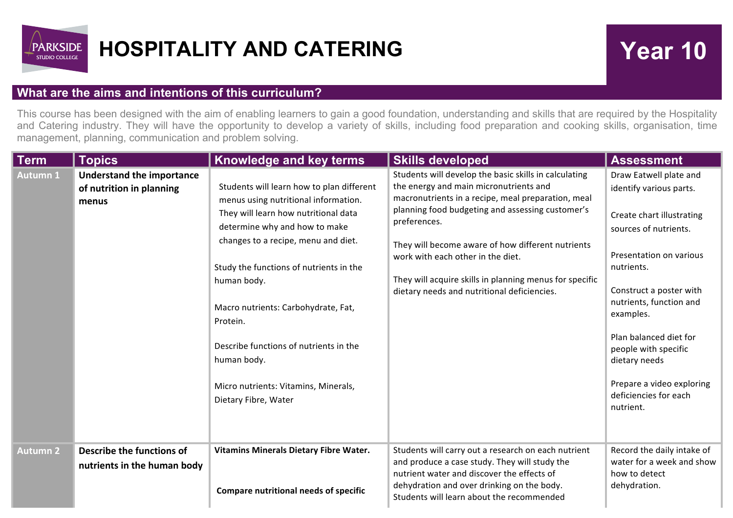# HOSPITALITY AND CATERING

## Year 10

## What are the aims and intentions of this curriculum?

This course has been designed with the aim of enabling learners to gain a good foundation, understanding and skills that are required by the Hospitality and Catering industry. They will have the opportunity to develop a variety of skills, including food preparation and cooking skills, organisation, time management, planning, communication and problem solving.

| Term | Topics | Knowledge and key terms | Skills developed | Assessment |
| --- | --- | --- | --- | --- |
| Autumn 1 | **Understand the importance of nutrition in planning menus** | Students will learn how to plan different menus using nutritional information. They will learn how nutritional data determine why and how to make changes to a recipe, menu and diet.<br><br>Study the functions of nutrients in the human body.<br><br>Macro nutrients: Carbohydrate, Fat, Protein.<br><br>Describe functions of nutrients in the human body.<br><br>Micro nutrients: Vitamins, Minerals, Dietary Fibre, Water | Students will develop the basic skills in calculating the energy and main micronutrients and macronutrients in a recipe, meal preparation, meal planning food budgeting and assessing customer's preferences.<br><br>They will become aware of how different nutrients work with each other in the diet.<br><br>They will acquire skills in planning menus for specific dietary needs and nutritional deficiencies. | Draw Eatwell plate and identify various parts.<br><br>Create chart illustrating sources of nutrients.<br><br>Presentation on various nutrients.<br><br>Construct a poster with nutrients, function and examples.<br><br>Plan balanced diet for people with specific dietary needs<br><br>Prepare a video exploring deficiencies for each nutrient. |
| Autumn 2 | **Describe the functions of nutrients in the human body** | **Vitamins Minerals Dietary Fibre Water.**<br><br>**Compare nutritional needs of specific** | Students will carry out a research on each nutrient and produce a case study. They will study the nutrient water and discover the effects of dehydration and over drinking on the body. Students will learn about the recommended | Record the daily intake of water for a week and show how to detect dehydration. |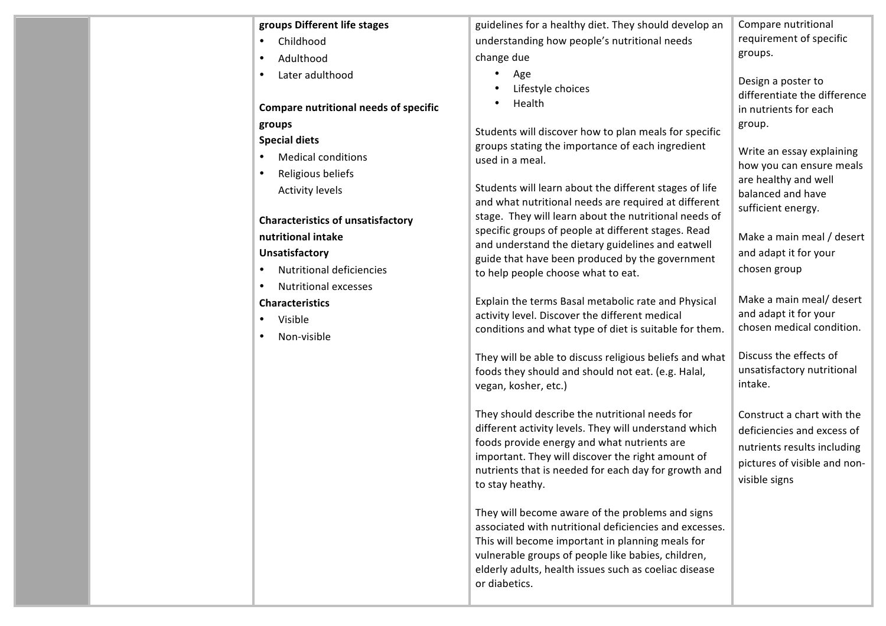| | | | | |
|---|---|---|---|---|
| | | **groups Different life stages**<br>• Childhood<br>• Adulthood<br>• Later adulthood<br><br>**Compare nutritional needs of specific groups**<br>**Special diets**<br>• Medical conditions<br>• Religious beliefs<br>Activity levels<br><br>**Characteristics of unsatisfactory nutritional intake**<br>**Unsatisfactory**<br>• Nutritional deficiencies<br>• Nutritional excesses<br>**Characteristics**<br>• Visible<br>• Non-visible | guidelines for a healthy diet. They should develop an understanding how people's nutritional needs change due<br>• Age<br>• Lifestyle choices<br>• Health<br><br>Students will discover how to plan meals for specific groups stating the importance of each ingredient used in a meal.<br><br>Students will learn about the different stages of life and what nutritional needs are required at different stage. They will learn about the nutritional needs of specific groups of people at different stages. Read and understand the dietary guidelines and eatwell guide that have been produced by the government to help people choose what to eat.<br><br>Explain the terms Basal metabolic rate and Physical activity level. Discover the different medical conditions and what type of diet is suitable for them.<br><br>They will be able to discuss religious beliefs and what foods they should and should not eat. (e.g. Halal, vegan, kosher, etc.)<br><br>They should describe the nutritional needs for different activity levels. They will understand which foods provide energy and what nutrients are important. They will discover the right amount of nutrients that is needed for each day for growth and to stay heathy.<br><br>They will become aware of the problems and signs associated with nutritional deficiencies and excesses. This will become important in planning meals for vulnerable groups of people like babies, children, elderly adults, health issues such as coeliac disease or diabetics. | Compare nutritional requirement of specific groups.<br><br>Design a poster to differentiate the difference in nutrients for each group.<br><br>Write an essay explaining how you can ensure meals are healthy and well balanced and have sufficient energy.<br><br>Make a main meal / desert and adapt it for your chosen group<br><br>Make a main meal/ desert and adapt it for your chosen medical condition.<br><br>Discuss the effects of unsatisfactory nutritional intake.<br><br>Construct a chart with the deficiencies and excess of nutrients results including pictures of visible and non-visible signs |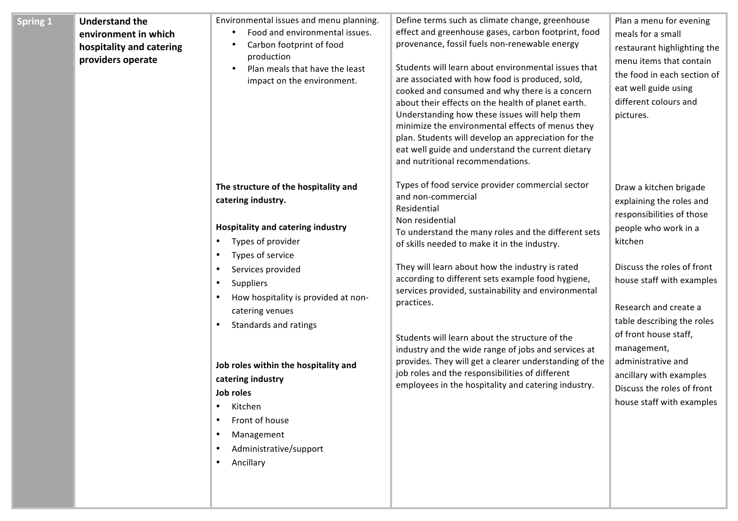| Spring 1 | Understand the environment in which hospitality and catering providers operate | Environmental issues and menu planning.<br>• Food and environmental issues.<br>• Carbon footprint of food production<br>• Plan meals that have the least impact on the environment. | Define terms such as climate change, greenhouse effect and greenhouse gases, carbon footprint, food provenance, fossil fuels non-renewable energy<br><br>Students will learn about environmental issues that are associated with how food is produced, sold, cooked and consumed and why there is a concern about their effects on the health of planet earth. Understanding how these issues will help them minimize the environmental effects of menus they plan. Students will develop an appreciation for the eat well guide and understand the current dietary and nutritional recommendations. | Plan a menu for evening meals for a small restaurant highlighting the menu items that contain the food in each section of eat well guide using different colours and pictures. |
|---|---|---|---|---|
| | | **The structure of the hospitality and catering industry.**<br><br>**Hospitality and catering industry**<br>• Types of provider<br>• Types of service<br>• Services provided<br>• Suppliers<br>• How hospitality is provided at non-catering venues<br>• Standards and ratings<br><br>**Job roles within the hospitality and catering industry**<br>**Job roles**<br>• Kitchen<br>• Front of house<br>• Management<br>• Administrative/support<br>• Ancillary | Types of food service provider commercial sector and non-commercial<br>Residential<br>Non residential<br>To understand the many roles and the different sets of skills needed to make it in the industry.<br><br>They will learn about how the industry is rated according to different sets example food hygiene, services provided, sustainability and environmental practices.<br><br>Students will learn about the structure of the industry and the wide range of jobs and services at provides. They will get a clearer understanding of the job roles and the responsibilities of different employees in the hospitality and catering industry. | Draw a kitchen brigade explaining the roles and responsibilities of those people who work in a kitchen<br><br>Discuss the roles of front house staff with examples<br><br>Research and create a table describing the roles of front house staff, management, administrative and ancillary with examples<br>Discuss the roles of front house staff with examples |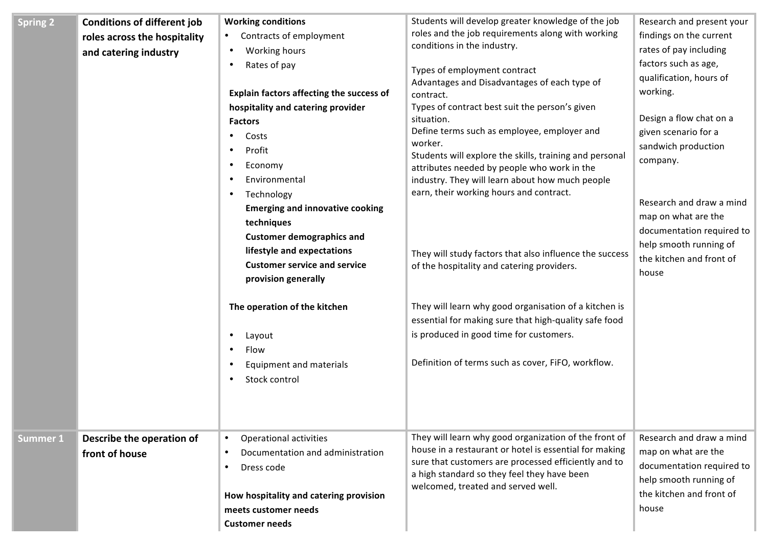| Spring 2 | Conditions of different job roles across the hospitality and catering industry | **Working conditions**<br>• Contracts of employment<br>• Working hours<br>• Rates of pay<br><br>**Explain factors affecting the success of hospitality and catering provider**<br>**Factors**<br>• Costs<br>• Profit<br>• Economy<br>• Environmental<br>• Technology<br>**Emerging and innovative cooking techniques**<br>**Customer demographics and lifestyle and expectations**<br>**Customer service and service provision generally**<br><br>**The operation of the kitchen**<br><br>• Layout<br>• Flow<br>• Equipment and materials<br>• Stock control | Students will develop greater knowledge of the job roles and the job requirements along with working conditions in the industry.<br><br>Types of employment contract<br>Advantages and Disadvantages of each type of contract.<br>Types of contract best suit the person's given situation.<br>Define terms such as employee, employer and worker.<br>Students will explore the skills, training and personal attributes needed by people who work in the industry. They will learn about how much people earn, their working hours and contract.<br><br>They will study factors that also influence the success of the hospitality and catering providers.<br><br>They will learn why good organisation of a kitchen is essential for making sure that high-quality safe food is produced in good time for customers.<br><br>Definition of terms such as cover, FiFO, workflow. | Research and present your findings on the current rates of pay including factors such as age, qualification, hours of working.<br><br>Design a flow chat on a given scenario for a sandwich production company.<br><br>Research and draw a mind map on what are the documentation required to help smooth running of the kitchen and front of house |
|---|---|---|---|---|
| Summer 1 | Describe the operation of front of house | • Operational activities<br>• Documentation and administration<br>• Dress code<br><br>**How hospitality and catering provision meets customer needs**<br>**Customer needs** | They will learn why good organization of the front of house in a restaurant or hotel is essential for making sure that customers are processed efficiently and to a high standard so they feel they have been welcomed, treated and served well. | Research and draw a mind map on what are the documentation required to help smooth running of the kitchen and front of house |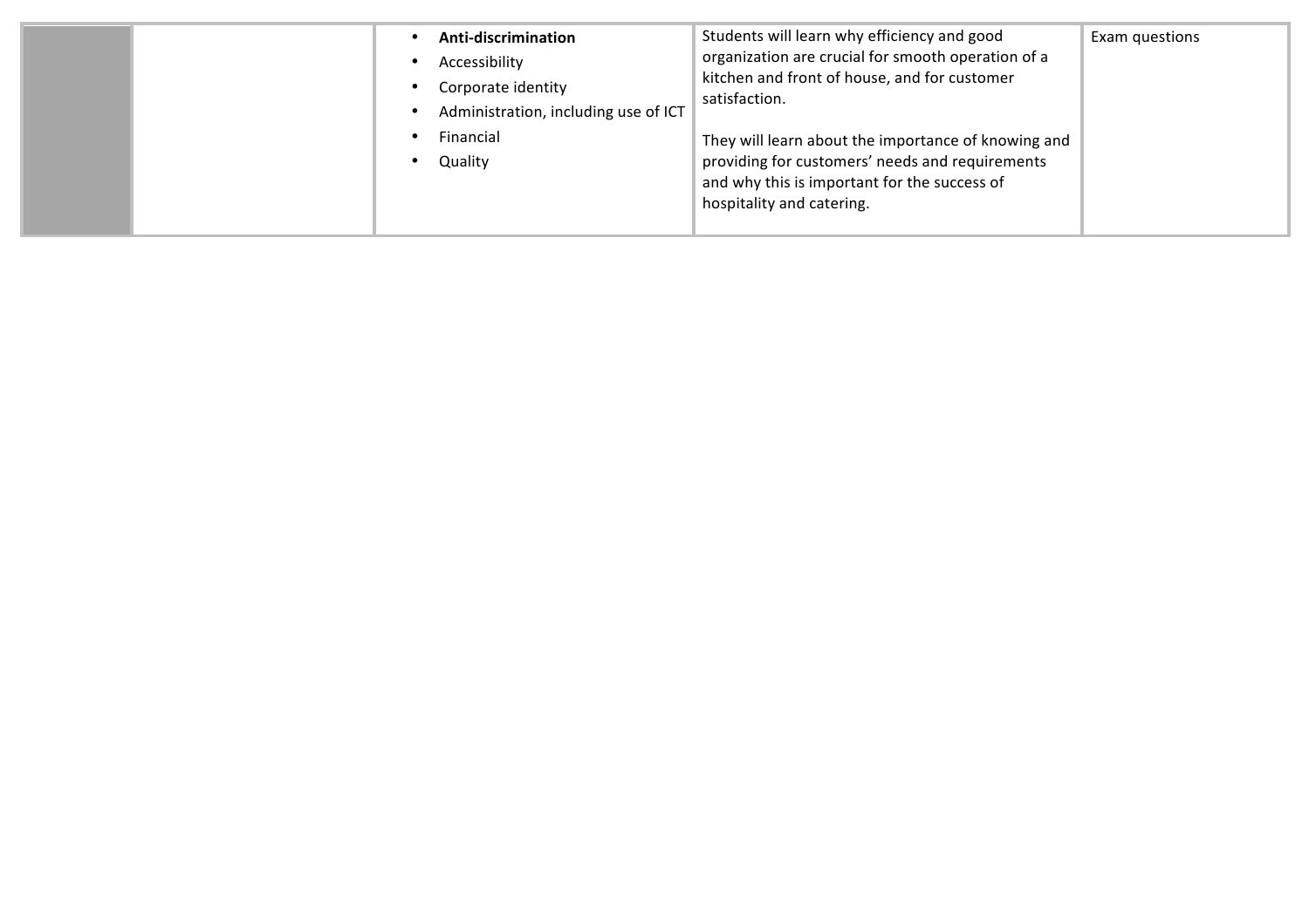| | | | | |
|---|---|---|---|---|
| | | • **Anti-discrimination**<br>• Accessibility<br>• Corporate identity<br>• Administration, including use of ICT<br>• Financial<br>• Quality | Students will learn why efficiency and good organization are crucial for smooth operation of a kitchen and front of house, and for customer satisfaction.<br><br>They will learn about the importance of knowing and providing for customers' needs and requirements and why this is important for the success of hospitality and catering. | Exam questions |